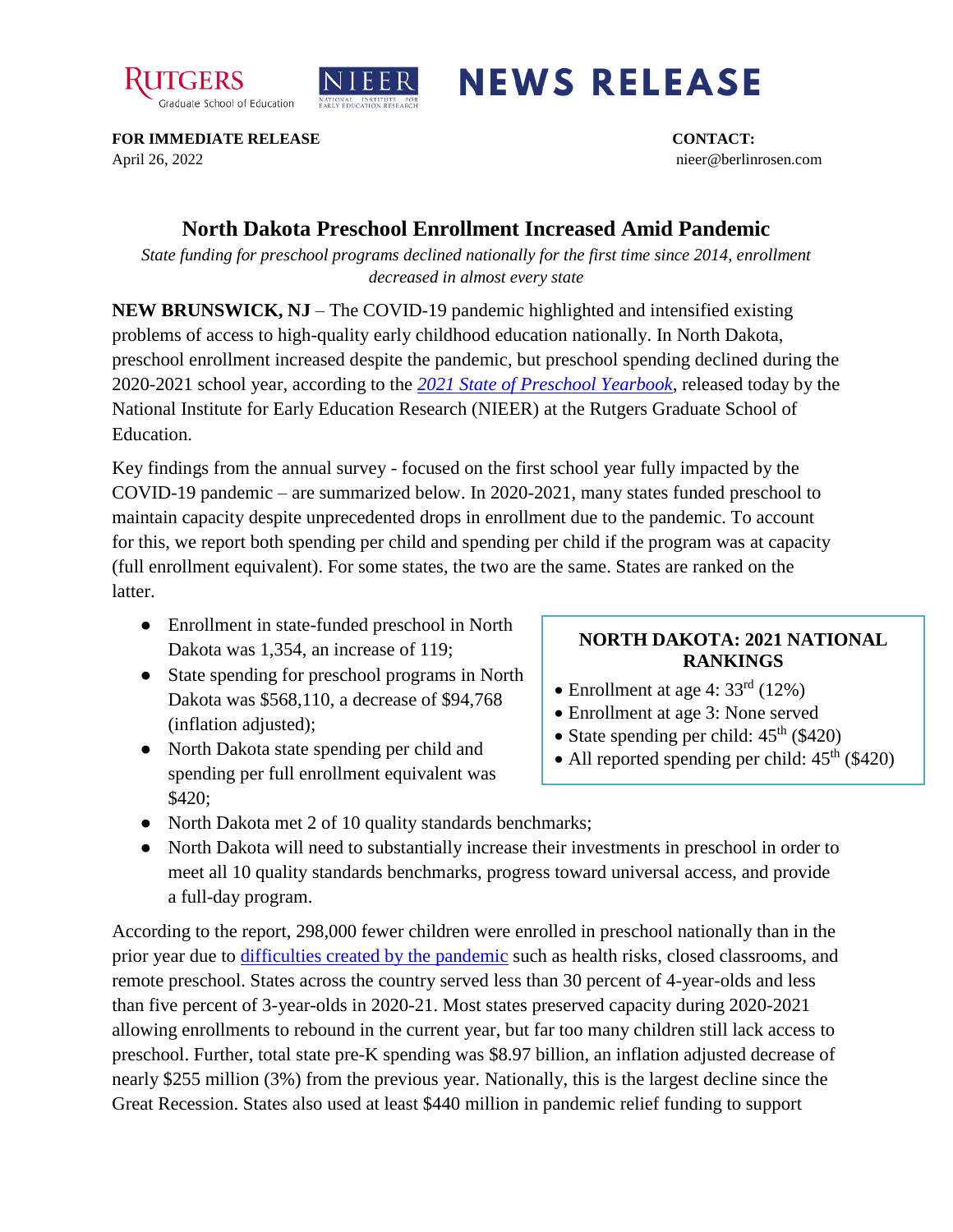**FOR IMMEDIATE RELEASE**
April 26, 2022

**CONTACT:**
nieer@berlinrosen.com

# North Dakota Preschool Enrollment Increased Amid Pandemic

*State funding for preschool programs declined nationally for the first time since 2014, enrollment decreased in almost every state*

**NEW BRUNSWICK, NJ** – The COVID-19 pandemic highlighted and intensified existing problems of access to high-quality early childhood education nationally. In North Dakota, preschool enrollment increased despite the pandemic, but preschool spending declined during the 2020-2021 school year, according to the *2021 State of Preschool Yearbook*, released today by the National Institute for Early Education Research (NIEER) at the Rutgers Graduate School of Education.

Key findings from the annual survey - focused on the first school year fully impacted by the COVID-19 pandemic – are summarized below. In 2020-2021, many states funded preschool to maintain capacity despite unprecedented drops in enrollment due to the pandemic. To account for this, we report both spending per child and spending per child if the program was at capacity (full enrollment equivalent). For some states, the two are the same. States are ranked on the latter.

- Enrollment in state-funded preschool in North Dakota was 1,354, an increase of 119;
- State spending for preschool programs in North Dakota was $568,110, a decrease of $94,768 (inflation adjusted);
- North Dakota state spending per child and spending per full enrollment equivalent was $420;
- North Dakota met 2 of 10 quality standards benchmarks;
- North Dakota will need to substantially increase their investments in preschool in order to meet all 10 quality standards benchmarks, progress toward universal access, and provide a full-day program.

**NORTH DAKOTA: 2021 NATIONAL RANKINGS**

- Enrollment at age 4: 33rd (12%)
- Enrollment at age 3: None served
- State spending per child: 45th ($420)
- All reported spending per child: 45th ($420)

According to the report, 298,000 fewer children were enrolled in preschool nationally than in the prior year due to difficulties created by the pandemic such as health risks, closed classrooms, and remote preschool. States across the country served less than 30 percent of 4-year-olds and less than five percent of 3-year-olds in 2020-21. Most states preserved capacity during 2020-2021 allowing enrollments to rebound in the current year, but far too many children still lack access to preschool. Further, total state pre-K spending was $8.97 billion, an inflation adjusted decrease of nearly $255 million (3%) from the previous year. Nationally, this is the largest decline since the Great Recession. States also used at least $440 million in pandemic relief funding to support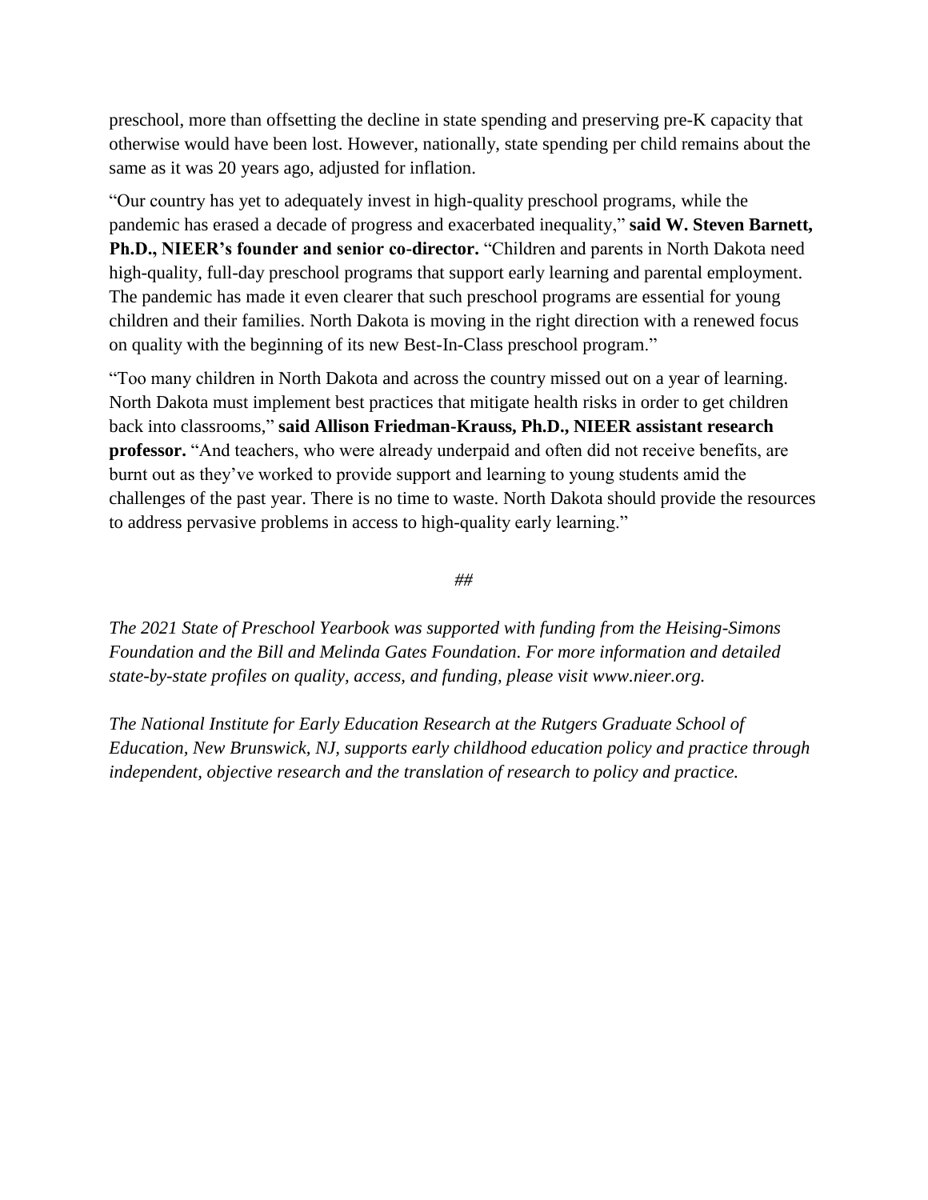preschool, more than offsetting the decline in state spending and preserving pre-K capacity that otherwise would have been lost. However, nationally, state spending per child remains about the same as it was 20 years ago, adjusted for inflation.

"Our country has yet to adequately invest in high-quality preschool programs, while the pandemic has erased a decade of progress and exacerbated inequality," **said W. Steven Barnett, Ph.D., NIEER's founder and senior co-director.** "Children and parents in North Dakota need high-quality, full-day preschool programs that support early learning and parental employment. The pandemic has made it even clearer that such preschool programs are essential for young children and their families. North Dakota is moving in the right direction with a renewed focus on quality with the beginning of its new Best-In-Class preschool program."

"Too many children in North Dakota and across the country missed out on a year of learning. North Dakota must implement best practices that mitigate health risks in order to get children back into classrooms," **said Allison Friedman-Krauss, Ph.D., NIEER assistant research professor.** "And teachers, who were already underpaid and often did not receive benefits, are burnt out as they've worked to provide support and learning to young students amid the challenges of the past year. There is no time to waste. North Dakota should provide the resources to address pervasive problems in access to high-quality early learning."

*##*

*The 2021 State of Preschool Yearbook was supported with funding from the Heising-Simons Foundation and the Bill and Melinda Gates Foundation. For more information and detailed state-by-state profiles on quality, access, and funding, please visit www.nieer.org.*

*The National Institute for Early Education Research at the Rutgers Graduate School of Education, New Brunswick, NJ, supports early childhood education policy and practice through independent, objective research and the translation of research to policy and practice.*